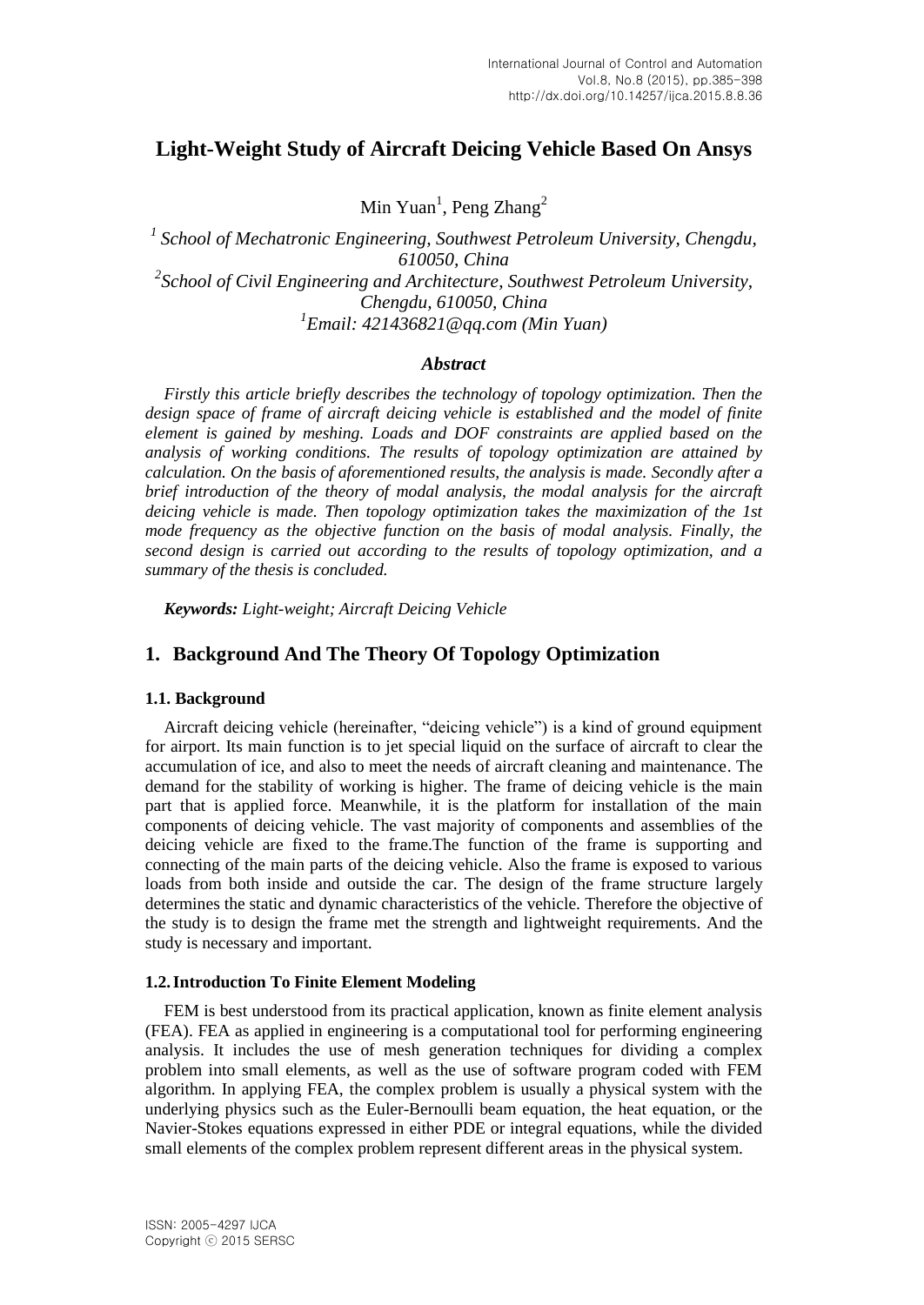# Light-Weight Study of Aircraft Deicing Vehicle Based On Ansys

Min Yuan[1], Peng Zhang[2]

[1] *School of Mechatronic Engineering, Southwest Petroleum University, Chengdu, 610050, China*
[2] *School of Civil Engineering and Architecture, Southwest Petroleum University, Chengdu, 610050, China*
[1] *Email: 421436821@qq.com (Min Yuan)*

### *Abstract*

*Firstly this article briefly describes the technology of topology optimization. Then the design space of frame of aircraft deicing vehicle is established and the model of finite element is gained by meshing. Loads and DOF constraints are applied based on the analysis of working conditions. The results of topology optimization are attained by calculation. On the basis of aforementioned results, the analysis is made. Secondly after a brief introduction of the theory of modal analysis, the modal analysis for the aircraft deicing vehicle is made. Then topology optimization takes the maximization of the 1st mode frequency as the objective function on the basis of modal analysis. Finally, the second design is carried out according to the results of topology optimization, and a summary of the thesis is concluded.*

***Keywords:*** *Light-weight; Aircraft Deicing Vehicle*

## 1. Background And The Theory Of Topology Optimization

### 1.1. Background

Aircraft deicing vehicle (hereinafter, "deicing vehicle") is a kind of ground equipment for airport. Its main function is to jet special liquid on the surface of aircraft to clear the accumulation of ice, and also to meet the needs of aircraft cleaning and maintenance. The demand for the stability of working is higher. The frame of deicing vehicle is the main part that is applied force. Meanwhile, it is the platform for installation of the main components of deicing vehicle. The vast majority of components and assemblies of the deicing vehicle are fixed to the frame.The function of the frame is supporting and connecting of the main parts of the deicing vehicle. Also the frame is exposed to various loads from both inside and outside the car. The design of the frame structure largely determines the static and dynamic characteristics of the vehicle. Therefore the objective of the study is to design the frame met the strength and lightweight requirements. And the study is necessary and important.

### 1.2. Introduction To Finite Element Modeling

FEM is best understood from its practical application, known as finite element analysis (FEA). FEA as applied in engineering is a computational tool for performing engineering analysis. It includes the use of mesh generation techniques for dividing a complex problem into small elements, as well as the use of software program coded with FEM algorithm. In applying FEA, the complex problem is usually a physical system with the underlying physics such as the Euler-Bernoulli beam equation, the heat equation, or the Navier-Stokes equations expressed in either PDE or integral equations, while the divided small elements of the complex problem represent different areas in the physical system.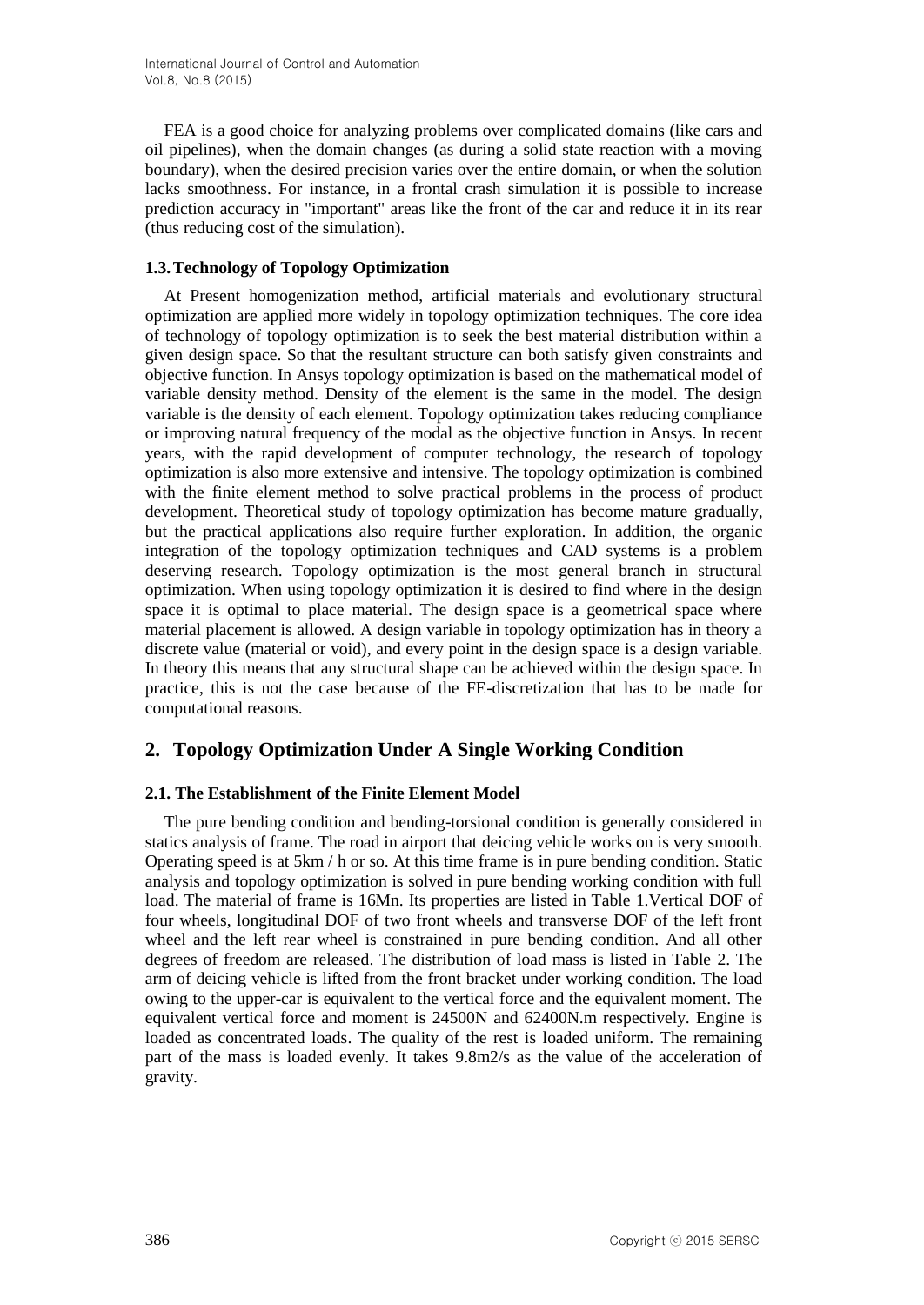FEA is a good choice for analyzing problems over complicated domains (like cars and oil pipelines), when the domain changes (as during a solid state reaction with a moving boundary), when the desired precision varies over the entire domain, or when the solution lacks smoothness. For instance, in a frontal crash simulation it is possible to increase prediction accuracy in "important" areas like the front of the car and reduce it in its rear (thus reducing cost of the simulation).

### 1.3. Technology of Topology Optimization

At Present homogenization method, artificial materials and evolutionary structural optimization are applied more widely in topology optimization techniques. The core idea of technology of topology optimization is to seek the best material distribution within a given design space. So that the resultant structure can both satisfy given constraints and objective function. In Ansys topology optimization is based on the mathematical model of variable density method. Density of the element is the same in the model. The design variable is the density of each element. Topology optimization takes reducing compliance or improving natural frequency of the modal as the objective function in Ansys. In recent years, with the rapid development of computer technology, the research of topology optimization is also more extensive and intensive. The topology optimization is combined with the finite element method to solve practical problems in the process of product development. Theoretical study of topology optimization has become mature gradually, but the practical applications also require further exploration. In addition, the organic integration of the topology optimization techniques and CAD systems is a problem deserving research. Topology optimization is the most general branch in structural optimization. When using topology optimization it is desired to find where in the design space it is optimal to place material. The design space is a geometrical space where material placement is allowed. A design variable in topology optimization has in theory a discrete value (material or void), and every point in the design space is a design variable. In theory this means that any structural shape can be achieved within the design space. In practice, this is not the case because of the FE-discretization that has to be made for computational reasons.

## 2. Topology Optimization Under A Single Working Condition

### 2.1. The Establishment of the Finite Element Model

The pure bending condition and bending-torsional condition is generally considered in statics analysis of frame. The road in airport that deicing vehicle works on is very smooth. Operating speed is at 5km / h or so. At this time frame is in pure bending condition. Static analysis and topology optimization is solved in pure bending working condition with full load. The material of frame is 16Mn. Its properties are listed in Table 1.Vertical DOF of four wheels, longitudinal DOF of two front wheels and transverse DOF of the left front wheel and the left rear wheel is constrained in pure bending condition. And all other degrees of freedom are released. The distribution of load mass is listed in Table 2. The arm of deicing vehicle is lifted from the front bracket under working condition. The load owing to the upper-car is equivalent to the vertical force and the equivalent moment. The equivalent vertical force and moment is 24500N and 62400N.m respectively. Engine is loaded as concentrated loads. The quality of the rest is loaded uniform. The remaining part of the mass is loaded evenly. It takes 9.8m2/s as the value of the acceleration of gravity.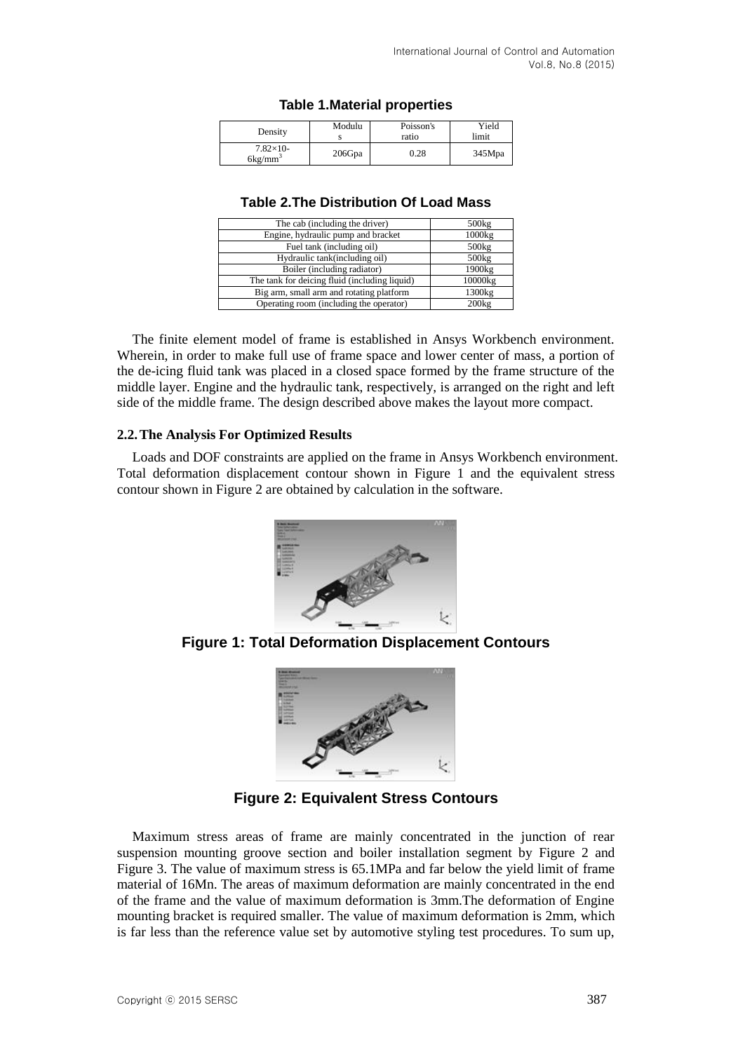**Table 1.Material properties**

| Density | Modulus | Poisson's ratio | Yield limit |
|---|---|---|---|
| $7.82\times10^{-6}$kg/mm$^3$ | 206Gpa | 0.28 | 345Mpa |

**Table 2.The Distribution Of Load Mass**

| | |
|---|---|
| The cab (including the driver) | 500kg |
| Engine, hydraulic pump and bracket | 1000kg |
| Fuel tank (including oil) | 500kg |
| Hydraulic tank(including oil) | 500kg |
| Boiler (including radiator) | 1900kg |
| The tank for deicing fluid (including liquid) | 10000kg |
| Big arm, small arm and rotating platform | 1300kg |
| Operating room (including the operator) | 200kg |

The finite element model of frame is established in Ansys Workbench environment. Wherein, in order to make full use of frame space and lower center of mass, a portion of the de-icing fluid tank was placed in a closed space formed by the frame structure of the middle layer. Engine and the hydraulic tank, respectively, is arranged on the right and left side of the middle frame. The design described above makes the layout more compact.

### 2.2. The Analysis For Optimized Results

Loads and DOF constraints are applied on the frame in Ansys Workbench environment. Total deformation displacement contour shown in Figure 1 and the equivalent stress contour shown in Figure 2 are obtained by calculation in the software.

**Figure 1: Total Deformation Displacement Contours**

**Figure 2: Equivalent Stress Contours**

Maximum stress areas of frame are mainly concentrated in the junction of rear suspension mounting groove section and boiler installation segment by Figure 2 and Figure 3. The value of maximum stress is 65.1MPa and far below the yield limit of frame material of 16Mn. The areas of maximum deformation are mainly concentrated in the end of the frame and the value of maximum deformation is 3mm.The deformation of Engine mounting bracket is required smaller. The value of maximum deformation is 2mm, which is far less than the reference value set by automotive styling test procedures. To sum up,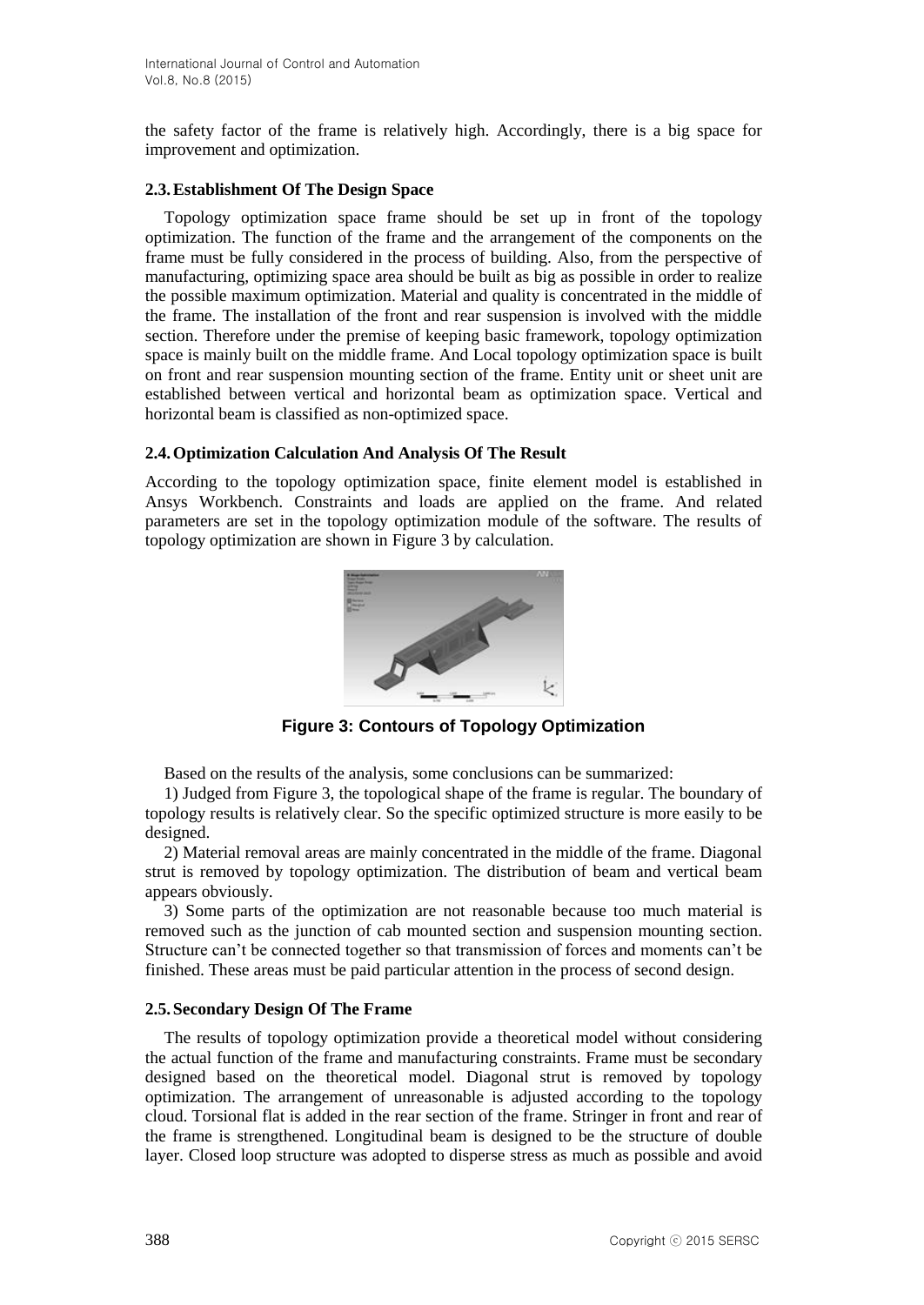the safety factor of the frame is relatively high. Accordingly, there is a big space for improvement and optimization.

### 2.3. Establishment Of The Design Space

Topology optimization space frame should be set up in front of the topology optimization. The function of the frame and the arrangement of the components on the frame must be fully considered in the process of building. Also, from the perspective of manufacturing, optimizing space area should be built as big as possible in order to realize the possible maximum optimization. Material and quality is concentrated in the middle of the frame. The installation of the front and rear suspension is involved with the middle section. Therefore under the premise of keeping basic framework, topology optimization space is mainly built on the middle frame. And Local topology optimization space is built on front and rear suspension mounting section of the frame. Entity unit or sheet unit are established between vertical and horizontal beam as optimization space. Vertical and horizontal beam is classified as non-optimized space.

### 2.4. Optimization Calculation And Analysis Of The Result

According to the topology optimization space, finite element model is established in Ansys Workbench. Constraints and loads are applied on the frame. And related parameters are set in the topology optimization module of the software. The results of topology optimization are shown in Figure 3 by calculation.

**Figure 3: Contours of Topology Optimization**

Based on the results of the analysis, some conclusions can be summarized:

1) Judged from Figure 3, the topological shape of the frame is regular. The boundary of topology results is relatively clear. So the specific optimized structure is more easily to be designed.

2) Material removal areas are mainly concentrated in the middle of the frame. Diagonal strut is removed by topology optimization. The distribution of beam and vertical beam appears obviously.

3) Some parts of the optimization are not reasonable because too much material is removed such as the junction of cab mounted section and suspension mounting section. Structure can't be connected together so that transmission of forces and moments can't be finished. These areas must be paid particular attention in the process of second design.

### 2.5. Secondary Design Of The Frame

The results of topology optimization provide a theoretical model without considering the actual function of the frame and manufacturing constraints. Frame must be secondary designed based on the theoretical model. Diagonal strut is removed by topology optimization. The arrangement of unreasonable is adjusted according to the topology cloud. Torsional flat is added in the rear section of the frame. Stringer in front and rear of the frame is strengthened. Longitudinal beam is designed to be the structure of double layer. Closed loop structure was adopted to disperse stress as much as possible and avoid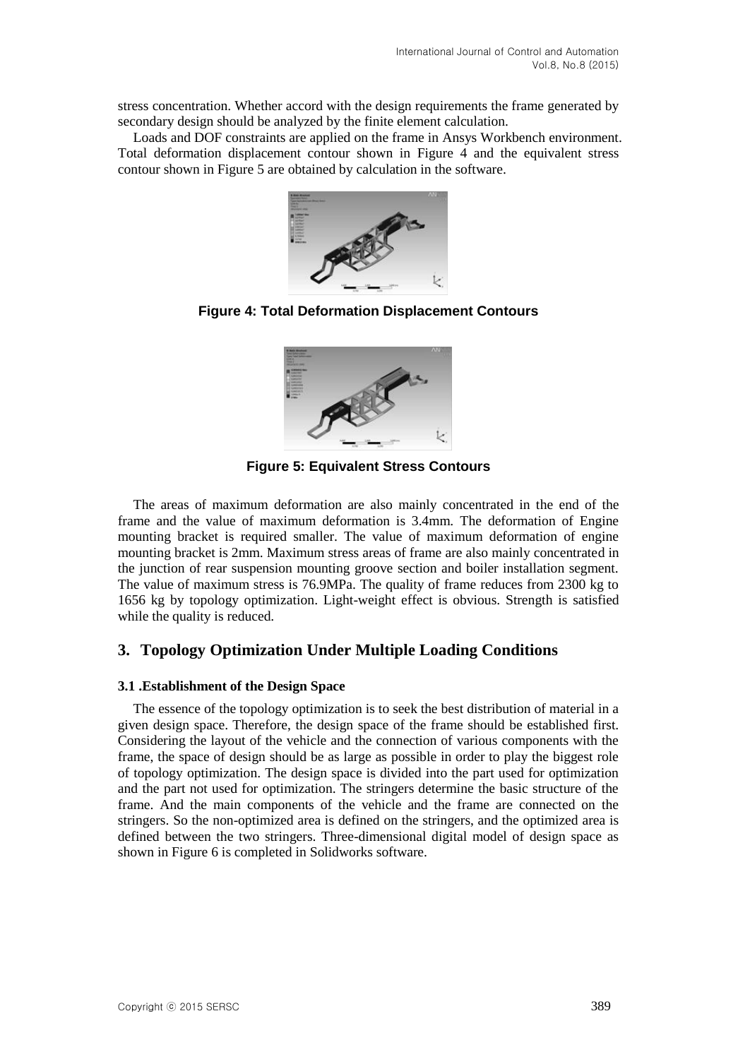stress concentration. Whether accord with the design requirements the frame generated by secondary design should be analyzed by the finite element calculation.

Loads and DOF constraints are applied on the frame in Ansys Workbench environment. Total deformation displacement contour shown in Figure 4 and the equivalent stress contour shown in Figure 5 are obtained by calculation in the software.

**Figure 4: Total Deformation Displacement Contours**

**Figure 5: Equivalent Stress Contours**

The areas of maximum deformation are also mainly concentrated in the end of the frame and the value of maximum deformation is 3.4mm. The deformation of Engine mounting bracket is required smaller. The value of maximum deformation of engine mounting bracket is 2mm. Maximum stress areas of frame are also mainly concentrated in the junction of rear suspension mounting groove section and boiler installation segment. The value of maximum stress is 76.9MPa. The quality of frame reduces from 2300 kg to 1656 kg by topology optimization. Light-weight effect is obvious. Strength is satisfied while the quality is reduced.

## 3. Topology Optimization Under Multiple Loading Conditions

### 3.1 .Establishment of the Design Space

The essence of the topology optimization is to seek the best distribution of material in a given design space. Therefore, the design space of the frame should be established first. Considering the layout of the vehicle and the connection of various components with the frame, the space of design should be as large as possible in order to play the biggest role of topology optimization. The design space is divided into the part used for optimization and the part not used for optimization. The stringers determine the basic structure of the frame. And the main components of the vehicle and the frame are connected on the stringers. So the non-optimized area is defined on the stringers, and the optimized area is defined between the two stringers. Three-dimensional digital model of design space as shown in Figure 6 is completed in Solidworks software.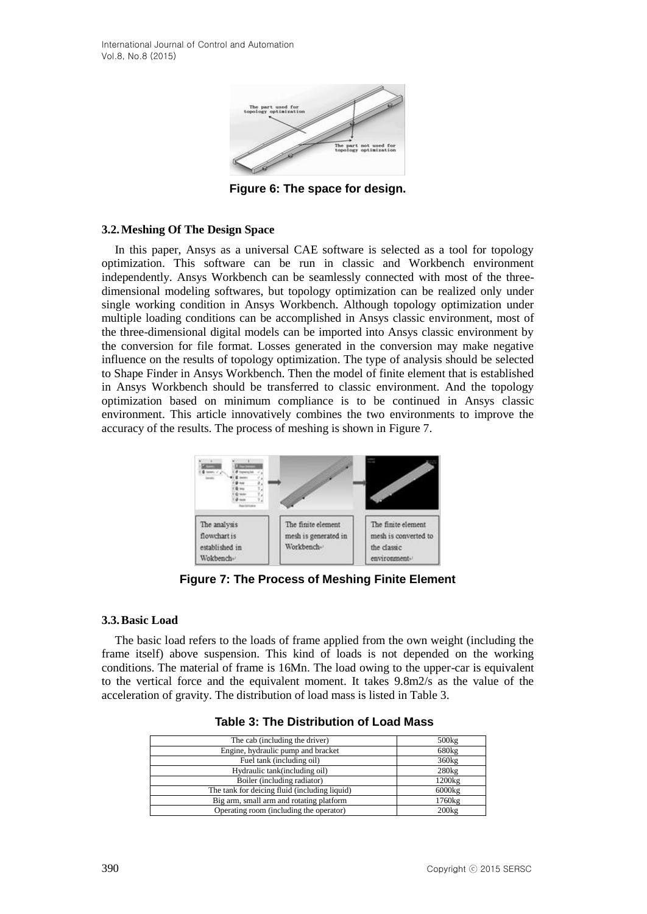Figure 6: The space for design.

### 3.2. Meshing Of The Design Space

In this paper, Ansys as a universal CAE software is selected as a tool for topology optimization. This software can be run in classic and Workbench environment independently. Ansys Workbench can be seamlessly connected with most of the three-dimensional modeling softwares, but topology optimization can be realized only under single working condition in Ansys Workbench. Although topology optimization under multiple loading conditions can be accomplished in Ansys classic environment, most of the three-dimensional digital models can be imported into Ansys classic environment by the conversion for file format. Losses generated in the conversion may make negative influence on the results of topology optimization. The type of analysis should be selected to Shape Finder in Ansys Workbench. Then the model of finite element that is established in Ansys Workbench should be transferred to classic environment. And the topology optimization based on minimum compliance is to be continued in Ansys classic environment. This article innovatively combines the two environments to improve the accuracy of the results. The process of meshing is shown in Figure 7.

Figure 7: The Process of Meshing Finite Element

### 3.3. Basic Load

The basic load refers to the loads of frame applied from the own weight (including the frame itself) above suspension. This kind of loads is not depended on the working conditions. The material of frame is 16Mn. The load owing to the upper-car is equivalent to the vertical force and the equivalent moment. It takes 9.8m2/s as the value of the acceleration of gravity. The distribution of load mass is listed in Table 3.

**Table 3: The Distribution of Load Mass**

| | |
|---|---|
| The cab (including the driver) | 500kg |
| Engine, hydraulic pump and bracket | 680kg |
| Fuel tank (including oil) | 360kg |
| Hydraulic tank(including oil) | 280kg |
| Boiler (including radiator) | 1200kg |
| The tank for deicing fluid (including liquid) | 6000kg |
| Big arm, small arm and rotating platform | 1760kg |
| Operating room (including the operator) | 200kg |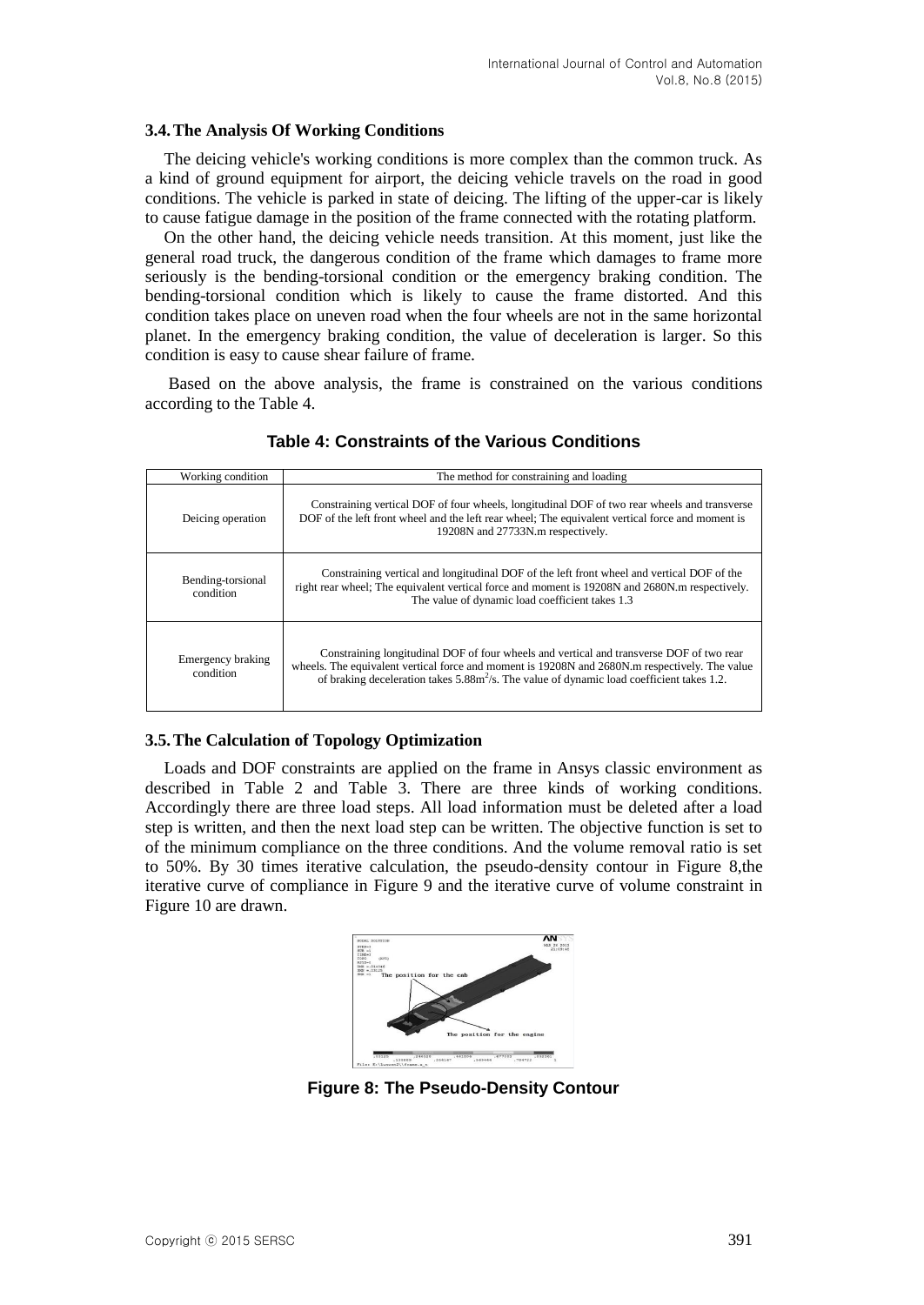### 3.4. The Analysis Of Working Conditions

The deicing vehicle's working conditions is more complex than the common truck. As a kind of ground equipment for airport, the deicing vehicle travels on the road in good conditions. The vehicle is parked in state of deicing. The lifting of the upper-car is likely to cause fatigue damage in the position of the frame connected with the rotating platform.

On the other hand, the deicing vehicle needs transition. At this moment, just like the general road truck, the dangerous condition of the frame which damages to frame more seriously is the bending-torsional condition or the emergency braking condition. The bending-torsional condition which is likely to cause the frame distorted. And this condition takes place on uneven road when the four wheels are not in the same horizontal planet. In the emergency braking condition, the value of deceleration is larger. So this condition is easy to cause shear failure of frame.

Based on the above analysis, the frame is constrained on the various conditions according to the Table 4.

**Table 4: Constraints of the Various Conditions**

| Working condition | The method for constraining and loading |
|---|---|
| Deicing operation | Constraining vertical DOF of four wheels, longitudinal DOF of two rear wheels and transverse DOF of the left front wheel and the left rear wheel; The equivalent vertical force and moment is 19208N and 27733N.m respectively. |
| Bending-torsional condition | Constraining vertical and longitudinal DOF of the left front wheel and vertical DOF of the right rear wheel; The equivalent vertical force and moment is 19208N and 2680N.m respectively. The value of dynamic load coefficient takes 1.3 |
| Emergency braking condition | Constraining longitudinal DOF of four wheels and vertical and transverse DOF of two rear wheels. The equivalent vertical force and moment is 19208N and 2680N.m respectively. The value of braking deceleration takes $5.88m^2/s$. The value of dynamic load coefficient takes 1.2. |

### 3.5. The Calculation of Topology Optimization

Loads and DOF constraints are applied on the frame in Ansys classic environment as described in Table 2 and Table 3. There are three kinds of working conditions. Accordingly there are three load steps. All load information must be deleted after a load step is written, and then the next load step can be written. The objective function is set to of the minimum compliance on the three conditions. And the volume removal ratio is set to 50%. By 30 times iterative calculation, the pseudo-density contour in Figure 8,the iterative curve of compliance in Figure 9 and the iterative curve of volume constraint in Figure 10 are drawn.

**Figure 8: The Pseudo-Density Contour**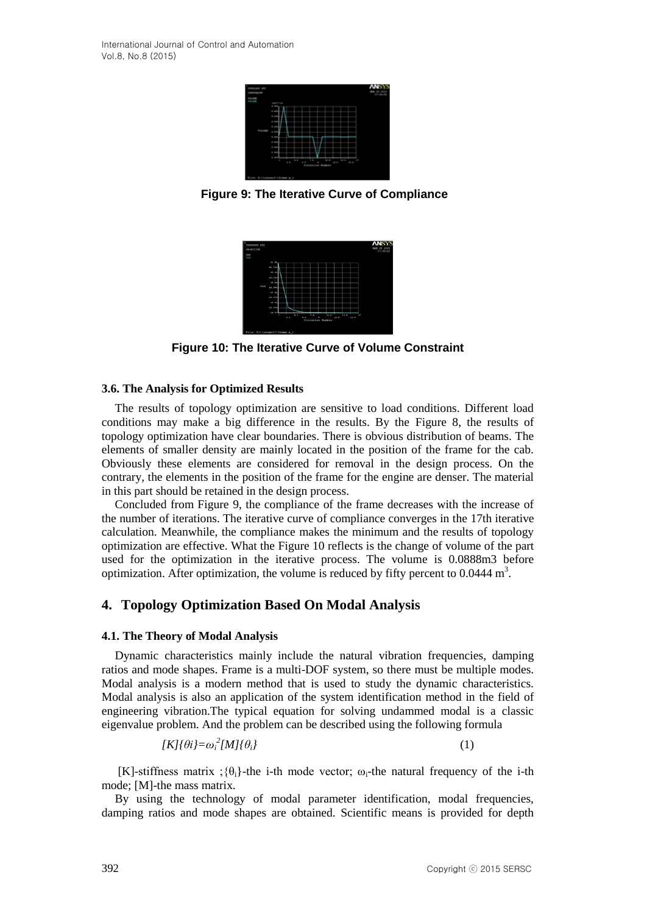**Figure 9: The Iterative Curve of Compliance**

**Figure 10: The Iterative Curve of Volume Constraint**

### 3.6. The Analysis for Optimized Results

The results of topology optimization are sensitive to load conditions. Different load conditions may make a big difference in the results. By the Figure 8, the results of topology optimization have clear boundaries. There is obvious distribution of beams. The elements of smaller density are mainly located in the position of the frame for the cab. Obviously these elements are considered for removal in the design process. On the contrary, the elements in the position of the frame for the engine are denser. The material in this part should be retained in the design process.

Concluded from Figure 9, the compliance of the frame decreases with the increase of the number of iterations. The iterative curve of compliance converges in the 17th iterative calculation. Meanwhile, the compliance makes the minimum and the results of topology optimization are effective. What the Figure 10 reflects is the change of volume of the part used for the optimization in the iterative process. The volume is 0.0888m3 before optimization. After optimization, the volume is reduced by fifty percent to 0.0444 $m^3$.

## 4. Topology Optimization Based On Modal Analysis

### 4.1. The Theory of Modal Analysis

Dynamic characteristics mainly include the natural vibration frequencies, damping ratios and mode shapes. Frame is a multi-DOF system, so there must be multiple modes. Modal analysis is a modern method that is used to study the dynamic characteristics. Modal analysis is also an application of the system identification method in the field of engineering vibration.The typical equation for solving undammed modal is a classic eigenvalue problem. And the problem can be described using the following formula

$$[K]\{\theta i\}=\omega_i^2[M]\{\theta_i\} \tag{1}$$

[K]-stiffness matrix ;$\{\theta_i\}$-the i-th mode vector; $\omega_i$-the natural frequency of the i-th mode; [M]-the mass matrix.

By using the technology of modal parameter identification, modal frequencies, damping ratios and mode shapes are obtained. Scientific means is provided for depth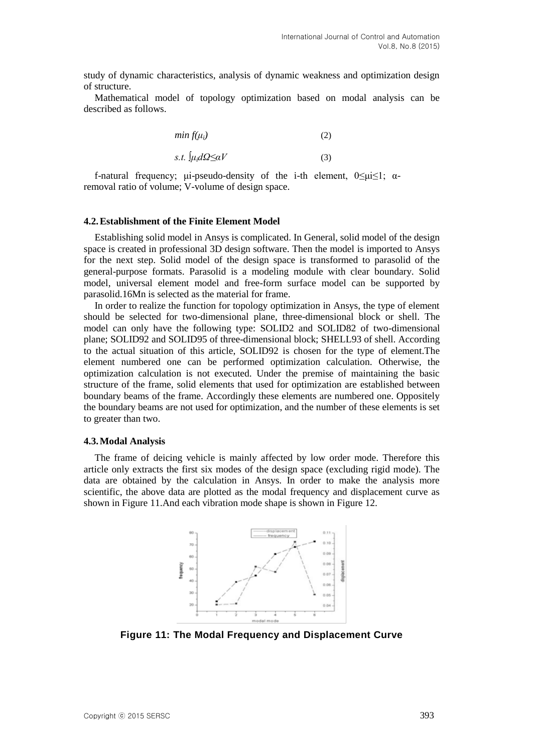study of dynamic characteristics, analysis of dynamic weakness and optimization design of structure.

Mathematical model of topology optimization based on modal analysis can be described as follows.

$$min\ f(\mu_i) \tag{2}$$

$$s.t.\ \int \mu_i d\Omega \leq \alpha V \tag{3}$$

f-natural frequency; μi-pseudo-density of the i-th element, $0 \leq \mu i \leq 1$; α-removal ratio of volume; V-volume of design space.

### 4.2. Establishment of the Finite Element Model

Establishing solid model in Ansys is complicated. In General, solid model of the design space is created in professional 3D design software. Then the model is imported to Ansys for the next step. Solid model of the design space is transformed to parasolid of the general-purpose formats. Parasolid is a modeling module with clear boundary. Solid model, universal element model and free-form surface model can be supported by parasolid.16Mn is selected as the material for frame.

In order to realize the function for topology optimization in Ansys, the type of element should be selected for two-dimensional plane, three-dimensional block or shell. The model can only have the following type: SOLID2 and SOLID82 of two-dimensional plane; SOLID92 and SOLID95 of three-dimensional block; SHELL93 of shell. According to the actual situation of this article, SOLID92 is chosen for the type of element.The element numbered one can be performed optimization calculation. Otherwise, the optimization calculation is not executed. Under the premise of maintaining the basic structure of the frame, solid elements that used for optimization are established between boundary beams of the frame. Accordingly these elements are numbered one. Oppositely the boundary beams are not used for optimization, and the number of these elements is set to greater than two.

### 4.3. Modal Analysis

The frame of deicing vehicle is mainly affected by low order mode. Therefore this article only extracts the first six modes of the design space (excluding rigid mode). The data are obtained by the calculation in Ansys. In order to make the analysis more scientific, the above data are plotted as the modal frequency and displacement curve as shown in Figure 11.And each vibration mode shape is shown in Figure 12.

**Figure 11: The Modal Frequency and Displacement Curve**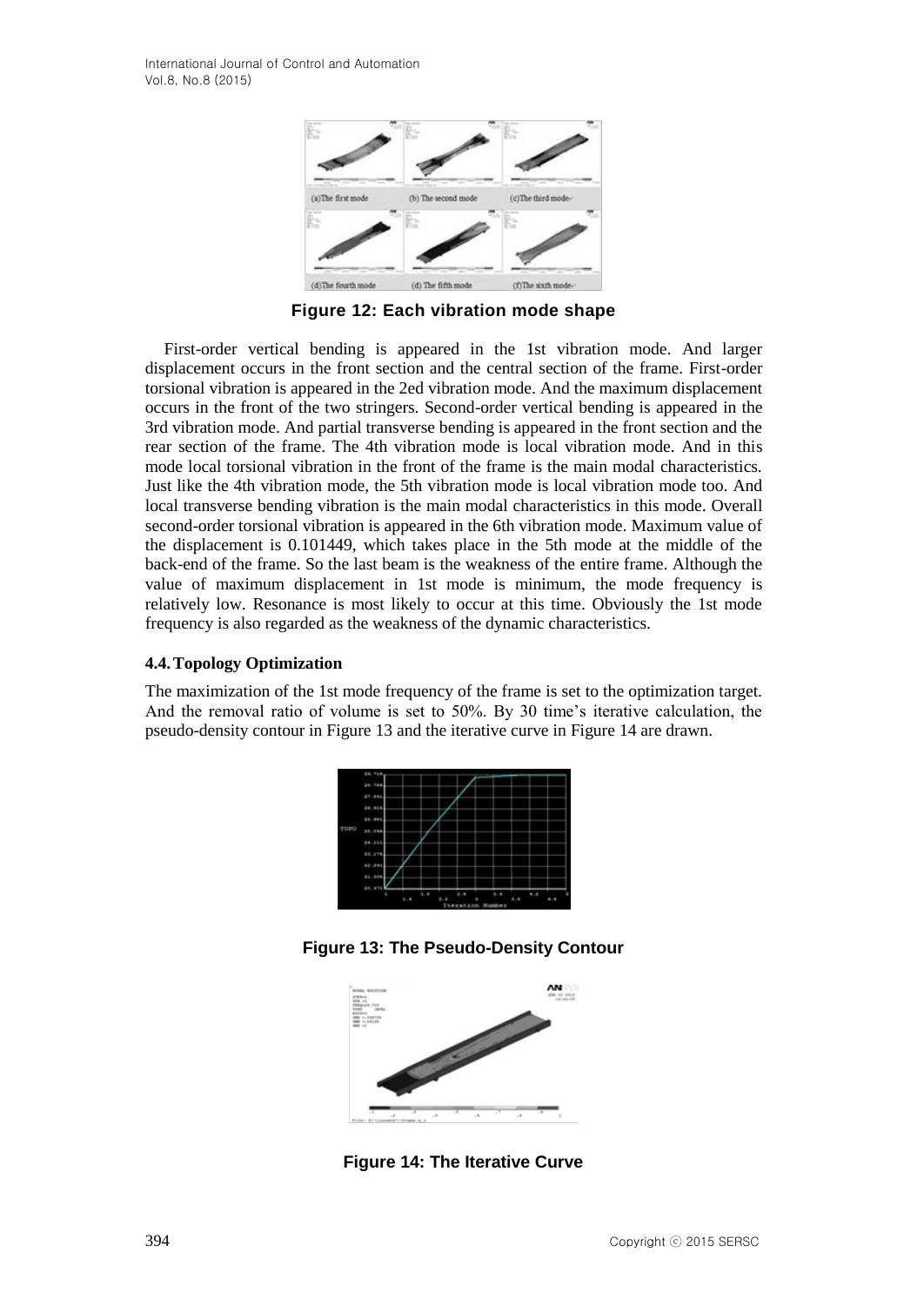Figure 12: Each vibration mode shape

First-order vertical bending is appeared in the 1st vibration mode. And larger displacement occurs in the front section and the central section of the frame. First-order torsional vibration is appeared in the 2ed vibration mode. And the maximum displacement occurs in the front of the two stringers. Second-order vertical bending is appeared in the 3rd vibration mode. And partial transverse bending is appeared in the front section and the rear section of the frame. The 4th vibration mode is local vibration mode. And in this mode local torsional vibration in the front of the frame is the main modal characteristics. Just like the 4th vibration mode, the 5th vibration mode is local vibration mode too. And local transverse bending vibration is the main modal characteristics in this mode. Overall second-order torsional vibration is appeared in the 6th vibration mode. Maximum value of the displacement is 0.101449, which takes place in the 5th mode at the middle of the back-end of the frame. So the last beam is the weakness of the entire frame. Although the value of maximum displacement in 1st mode is minimum, the mode frequency is relatively low. Resonance is most likely to occur at this time. Obviously the 1st mode frequency is also regarded as the weakness of the dynamic characteristics.

### 4.4. Topology Optimization

The maximization of the 1st mode frequency of the frame is set to the optimization target. And the removal ratio of volume is set to 50%. By 30 time's iterative calculation, the pseudo-density contour in Figure 13 and the iterative curve in Figure 14 are drawn.

Figure 13: The Pseudo-Density Contour

Figure 14: The Iterative Curve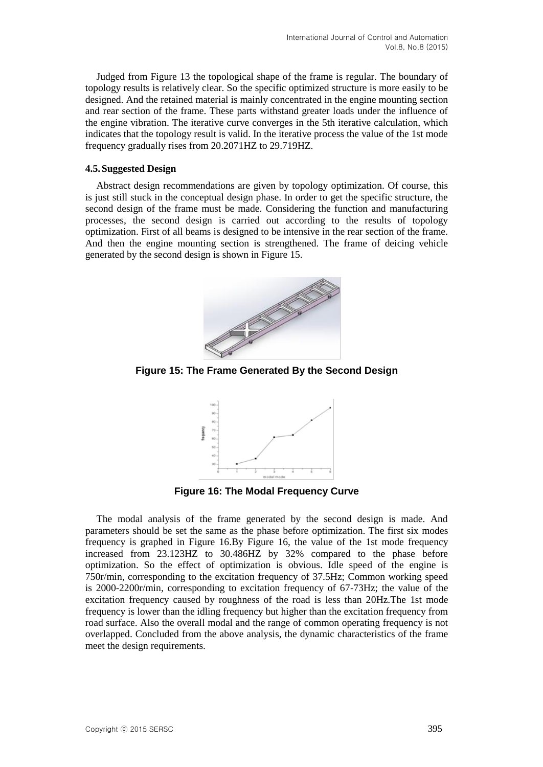Judged from Figure 13 the topological shape of the frame is regular. The boundary of topology results is relatively clear. So the specific optimized structure is more easily to be designed. And the retained material is mainly concentrated in the engine mounting section and rear section of the frame. These parts withstand greater loads under the influence of the engine vibration. The iterative curve converges in the 5th iterative calculation, which indicates that the topology result is valid. In the iterative process the value of the 1st mode frequency gradually rises from 20.2071HZ to 29.719HZ.

### 4.5. Suggested Design

Abstract design recommendations are given by topology optimization. Of course, this is just still stuck in the conceptual design phase. In order to get the specific structure, the second design of the frame must be made. Considering the function and manufacturing processes, the second design is carried out according to the results of topology optimization. First of all beams is designed to be intensive in the rear section of the frame. And then the engine mounting section is strengthened. The frame of deicing vehicle generated by the second design is shown in Figure 15.

**Figure 15: The Frame Generated By the Second Design**

**Figure 16: The Modal Frequency Curve**

The modal analysis of the frame generated by the second design is made. And parameters should be set the same as the phase before optimization. The first six modes frequency is graphed in Figure 16.By Figure 16, the value of the 1st mode frequency increased from 23.123HZ to 30.486HZ by 32% compared to the phase before optimization. So the effect of optimization is obvious. Idle speed of the engine is 750r/min, corresponding to the excitation frequency of 37.5Hz; Common working speed is 2000-2200r/min, corresponding to excitation frequency of 67-73Hz; the value of the excitation frequency caused by roughness of the road is less than 20Hz.The 1st mode frequency is lower than the idling frequency but higher than the excitation frequency from road surface. Also the overall modal and the range of common operating frequency is not overlapped. Concluded from the above analysis, the dynamic characteristics of the frame meet the design requirements.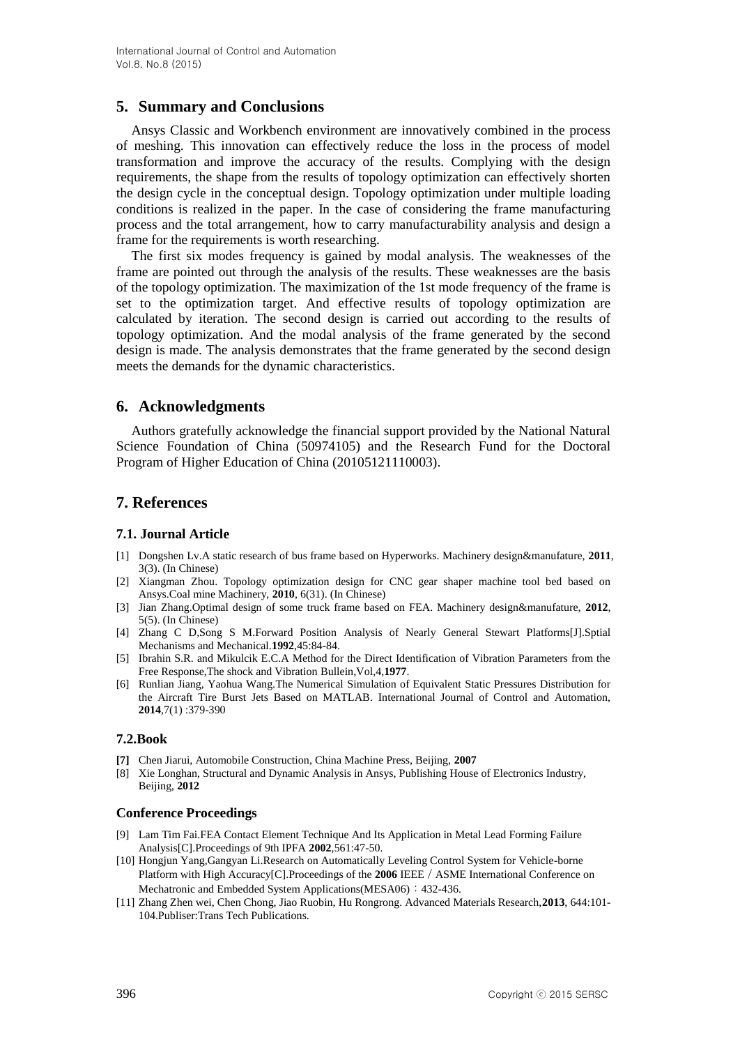## 5. Summary and Conclusions

Ansys Classic and Workbench environment are innovatively combined in the process of meshing. This innovation can effectively reduce the loss in the process of model transformation and improve the accuracy of the results. Complying with the design requirements, the shape from the results of topology optimization can effectively shorten the design cycle in the conceptual design. Topology optimization under multiple loading conditions is realized in the paper. In the case of considering the frame manufacturing process and the total arrangement, how to carry manufacturability analysis and design a frame for the requirements is worth researching.

The first six modes frequency is gained by modal analysis. The weaknesses of the frame are pointed out through the analysis of the results. These weaknesses are the basis of the topology optimization. The maximization of the 1st mode frequency of the frame is set to the optimization target. And effective results of topology optimization are calculated by iteration. The second design is carried out according to the results of topology optimization. And the modal analysis of the frame generated by the second design is made. The analysis demonstrates that the frame generated by the second design meets the demands for the dynamic characteristics.

## 6. Acknowledgments

Authors gratefully acknowledge the financial support provided by the National Natural Science Foundation of China (50974105) and the Research Fund for the Doctoral Program of Higher Education of China (20105121110003).

## 7. References

### 7.1. Journal Article

[1] Dongshen Lv.A static research of bus frame based on Hyperworks. Machinery design&manufature, **2011**, 3(3). (In Chinese)

[2] Xiangman Zhou. Topology optimization design for CNC gear shaper machine tool bed based on Ansys.Coal mine Machinery, **2010**, 6(31). (In Chinese)

[3] Jian Zhang.Optimal design of some truck frame based on FEA. Machinery design&manufature, **2012**, 5(5). (In Chinese)

[4] Zhang C D,Song S M.Forward Position Analysis of Nearly General Stewart Platforms[J].Sptial Mechanisms and Mechanical.**1992**,45:84-84.

[5] Ibrahin S.R. and Mikulcik E.C.A Method for the Direct Identification of Vibration Parameters from the Free Response,The shock and Vibration Bullein,Vol,4,**1977**.

[6] Runlian Jiang, Yaohua Wang.The Numerical Simulation of Equivalent Static Pressures Distribution for the Aircraft Tire Burst Jets Based on MATLAB. International Journal of Control and Automation, **2014**,7(1) :379-390

### 7.2.Book

**[7]** Chen Jiarui, Automobile Construction, China Machine Press, Beijing, **2007**

[8] Xie Longhan, Structural and Dynamic Analysis in Ansys, Publishing House of Electronics Industry, Beijing, **2012**

### Conference Proceedings

[9] Lam Tim Fai.FEA Contact Element Technique And Its Application in Metal Lead Forming Failure Analysis[C].Proceedings of 9th IPFA **2002**,561:47-50.

[10] Hongjun Yang,Gangyan Li.Research on Automatically Leveling Control System for Vehicle-borne Platform with High Accuracy[C].Proceedings of the **2006** IEEE / ASME International Conference on Mechatronic and Embedded System Applications(MESA06)：432-436.

[11] Zhang Zhen wei, Chen Chong, Jiao Ruobin, Hu Rongrong. Advanced Materials Research,**2013**, 644:101-104.Publiser:Trans Tech Publications.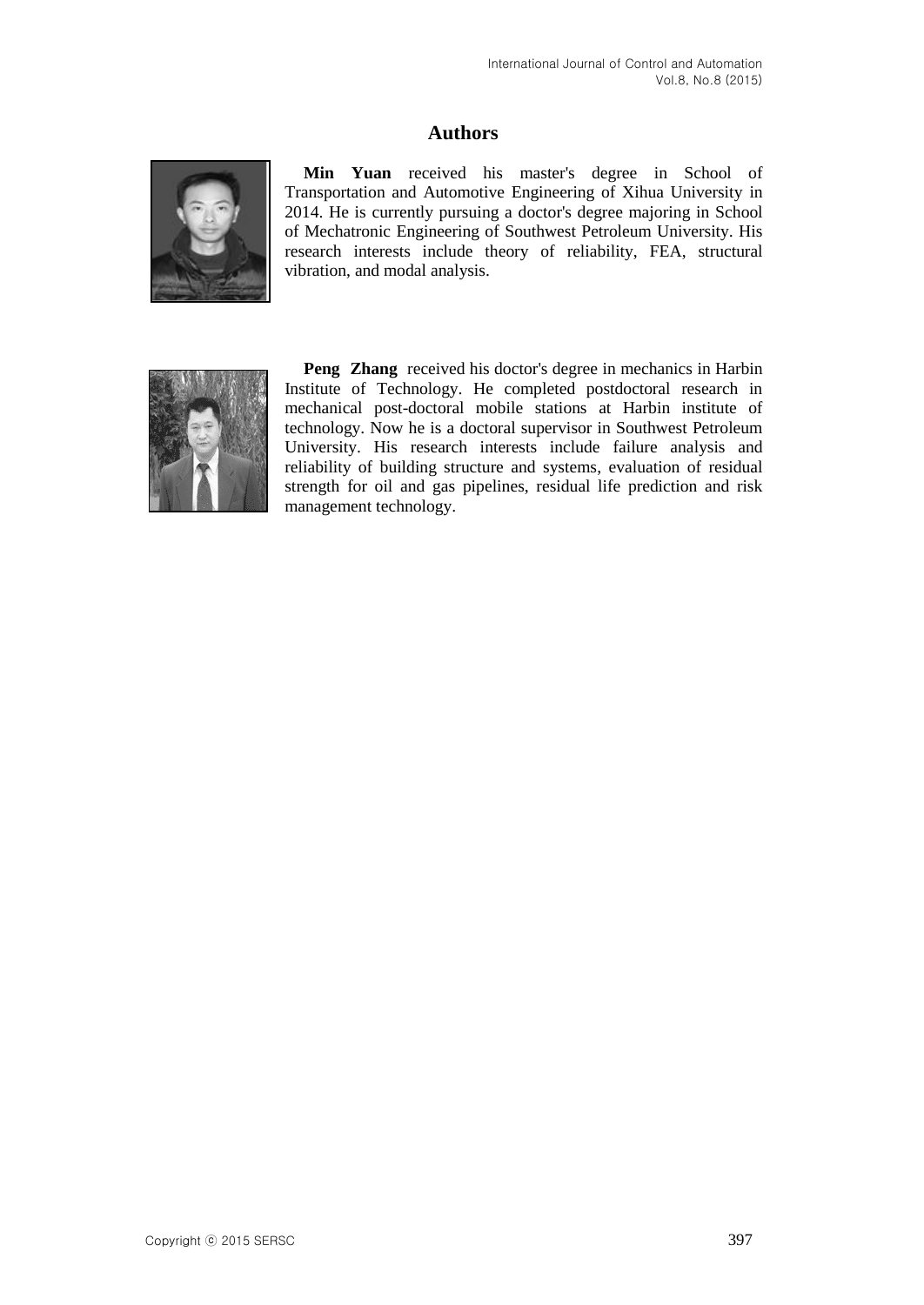## Authors

**Min Yuan** received his master's degree in School of Transportation and Automotive Engineering of Xihua University in 2014. He is currently pursuing a doctor's degree majoring in School of Mechatronic Engineering of Southwest Petroleum University. His research interests include theory of reliability, FEA, structural vibration, and modal analysis.

**Peng Zhang** received his doctor's degree in mechanics in Harbin Institute of Technology. He completed postdoctoral research in mechanical post-doctoral mobile stations at Harbin institute of technology. Now he is a doctoral supervisor in Southwest Petroleum University. His research interests include failure analysis and reliability of building structure and systems, evaluation of residual strength for oil and gas pipelines, residual life prediction and risk management technology.